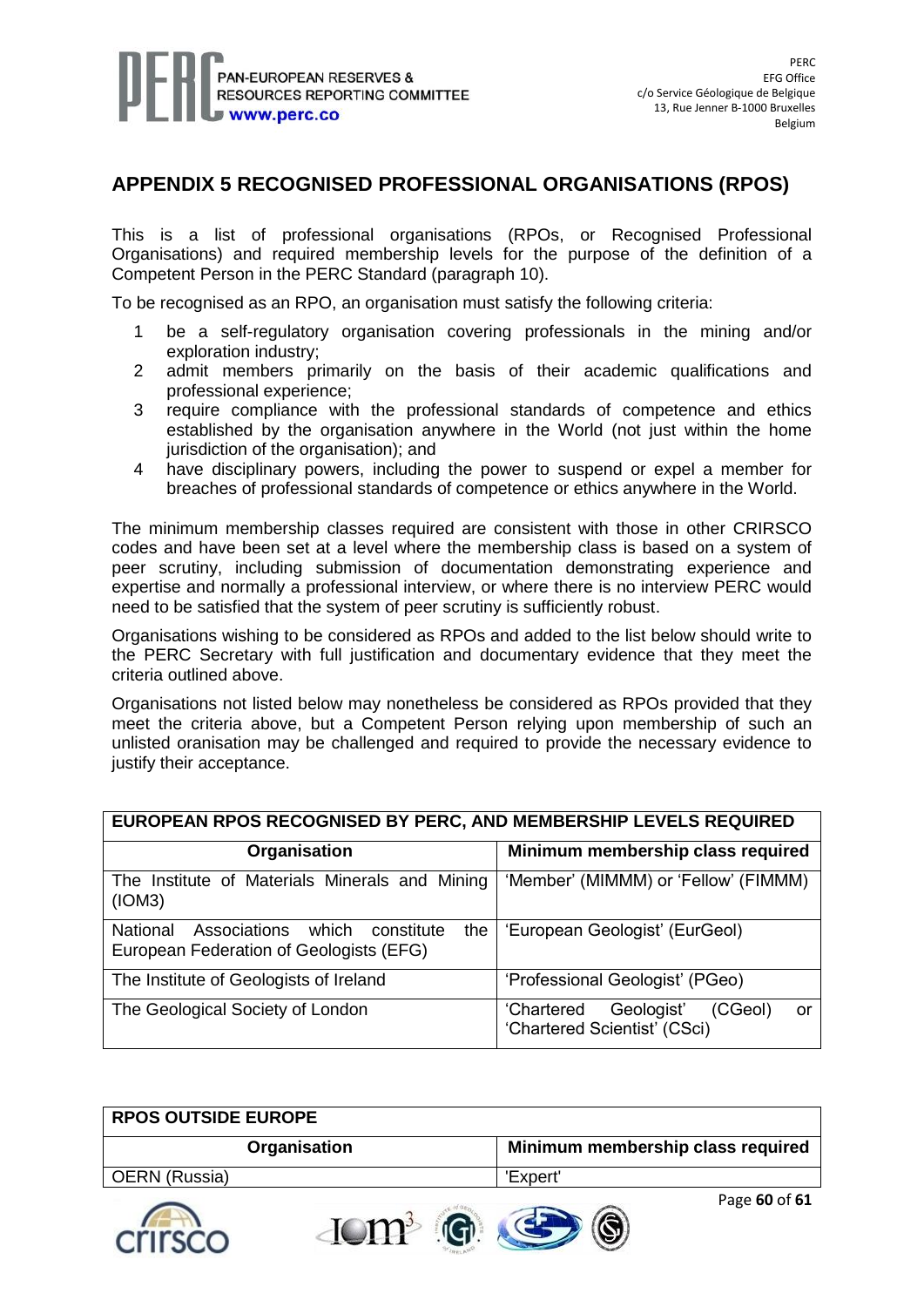## APPENDIX 5 RECOGNISED PROFESSIONAL ORGANISATIONS (RPOS)

This is a list of professional organisations (RPOs, or Recognised Professional Organisations) and required membership levels for the purpose of the definition of a Competent Person in the PERC Standard (paragraph 10).

To be recognised as an RPO, an organisation must satisfy the following criteria:

1. be a self-regulatory organisation covering professionals in the mining and/or exploration industry;
2. admit members primarily on the basis of their academic qualifications and professional experience;
3. require compliance with the professional standards of competence and ethics established by the organisation anywhere in the World (not just within the home jurisdiction of the organisation); and
4. have disciplinary powers, including the power to suspend or expel a member for breaches of professional standards of competence or ethics anywhere in the World.

The minimum membership classes required are consistent with those in other CRIRSCO codes and have been set at a level where the membership class is based on a system of peer scrutiny, including submission of documentation demonstrating experience and expertise and normally a professional interview, or where there is no interview PERC would need to be satisfied that the system of peer scrutiny is sufficiently robust.

Organisations wishing to be considered as RPOs and added to the list below should write to the PERC Secretary with full justification and documentary evidence that they meet the criteria outlined above.

Organisations not listed below may nonetheless be considered as RPOs provided that they meet the criteria above, but a Competent Person relying upon membership of such an unlisted oranisation may be challenged and required to provide the necessary evidence to justify their acceptance.

| EUROPEAN RPOS RECOGNISED BY PERC, AND MEMBERSHIP LEVELS REQUIRED | |
|---|---|
| **Organisation** | **Minimum membership class required** |
| The Institute of Materials Minerals and Mining (IOM3) | 'Member' (MIMMM) or 'Fellow' (FIMMM) |
| National Associations which constitute the European Federation of Geologists (EFG) | 'European Geologist' (EurGeol) |
| The Institute of Geologists of Ireland | 'Professional Geologist' (PGeo) |
| The Geological Society of London | 'Chartered Geologist' (CGeol) or 'Chartered Scientist' (CSci) |

| RPOS OUTSIDE EUROPE | |
|---|---|
| **Organisation** | **Minimum membership class required** |
| OERN (Russia) | 'Expert' |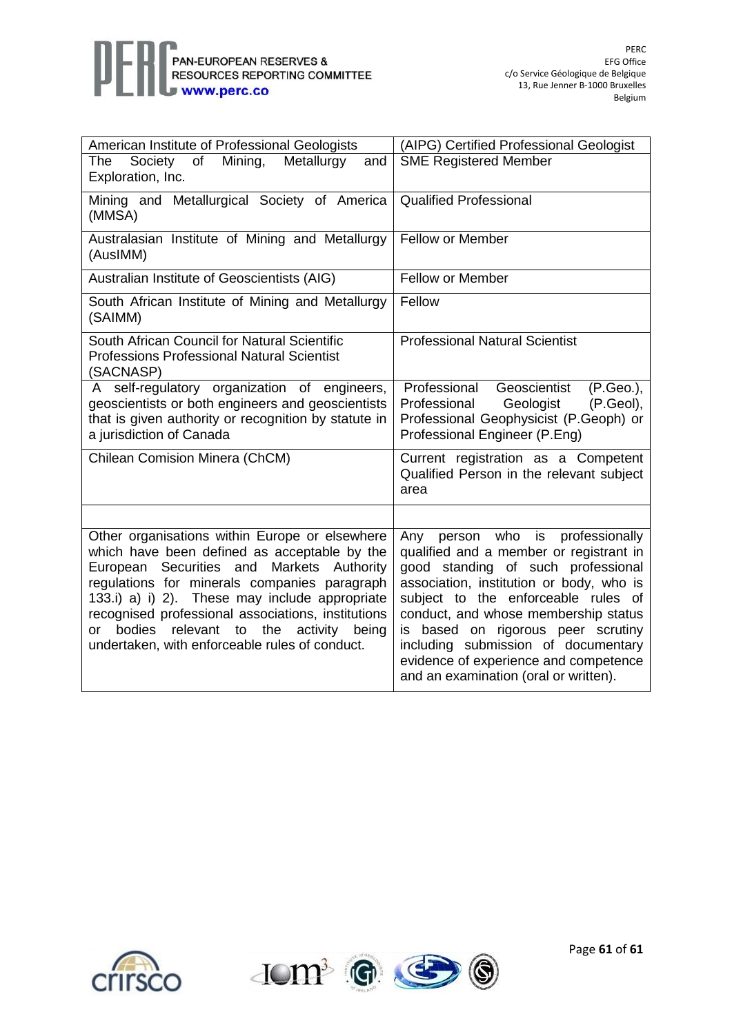| | |
|---|---|
| American Institute of Professional Geologists | (AIPG) Certified Professional Geologist |
| The Society of Mining, Metallurgy and Exploration, Inc. | SME Registered Member |
| Mining and Metallurgical Society of America (MMSA) | Qualified Professional |
| Australasian Institute of Mining and Metallurgy (AusIMM) | Fellow or Member |
| Australian Institute of Geoscientists (AIG) | Fellow or Member |
| South African Institute of Mining and Metallurgy (SAIMM) | Fellow |
| South African Council for Natural Scientific Professions Professional Natural Scientist (SACNASP) | Professional Natural Scientist |
| A self-regulatory organization of engineers, geoscientists or both engineers and geoscientists that is given authority or recognition by statute in a jurisdiction of Canada | Professional Geoscientist (P.Geo.), Professional Geologist (P.Geol), Professional Geophysicist (P.Geoph) or Professional Engineer (P.Eng) |
| Chilean Comision Minera (ChCM) | Current registration as a Competent Qualified Person in the relevant subject area |
| | |
| Other organisations within Europe or elsewhere which have been defined as acceptable by the European Securities and Markets Authority regulations for minerals companies paragraph 133.i) a) i) 2). These may include appropriate recognised professional associations, institutions or bodies relevant to the activity being undertaken, with enforceable rules of conduct. | Any person who is professionally qualified and a member or registrant in good standing of such professional association, institution or body, who is subject to the enforceable rules of conduct, and whose membership status is based on rigorous peer scrutiny including submission of documentary evidence of experience and competence and an examination (oral or written). |